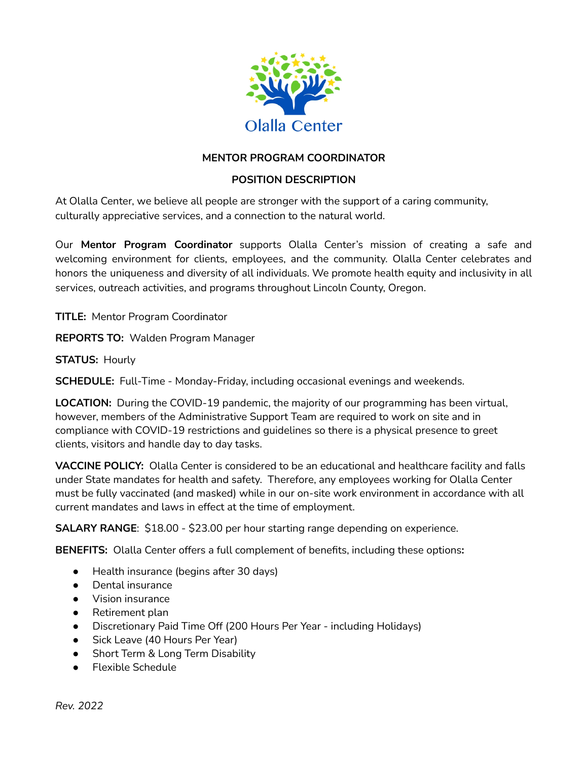Olalla Center

## MENTOR PROGRAM COORDINATOR

## POSITION DESCRIPTION

At Olalla Center, we believe all people are stronger with the support of a caring community, culturally appreciative services, and a connection to the natural world.

Our **Mentor Program Coordinator** supports Olalla Center's mission of creating a safe and welcoming environment for clients, employees, and the community. Olalla Center celebrates and honors the uniqueness and diversity of all individuals. We promote health equity and inclusivity in all services, outreach activities, and programs throughout Lincoln County, Oregon.

**TITLE:** Mentor Program Coordinator

**REPORTS TO:** Walden Program Manager

**STATUS:** Hourly

**SCHEDULE:** Full-Time - Monday-Friday, including occasional evenings and weekends.

**LOCATION:** During the COVID-19 pandemic, the majority of our programming has been virtual, however, members of the Administrative Support Team are required to work on site and in compliance with COVID-19 restrictions and guidelines so there is a physical presence to greet clients, visitors and handle day to day tasks.

**VACCINE POLICY:** Olalla Center is considered to be an educational and healthcare facility and falls under State mandates for health and safety. Therefore, any employees working for Olalla Center must be fully vaccinated (and masked) while in our on-site work environment in accordance with all current mandates and laws in effect at the time of employment.

**SALARY RANGE**: $18.00 - $23.00 per hour starting range depending on experience.

**BENEFITS:** Olalla Center offers a full complement of benefits, including these options**:**

- Health insurance (begins after 30 days)
- Dental insurance
- Vision insurance
- Retirement plan
- Discretionary Paid Time Off (200 Hours Per Year - including Holidays)
- Sick Leave (40 Hours Per Year)
- Short Term & Long Term Disability
- Flexible Schedule

*Rev. 2022*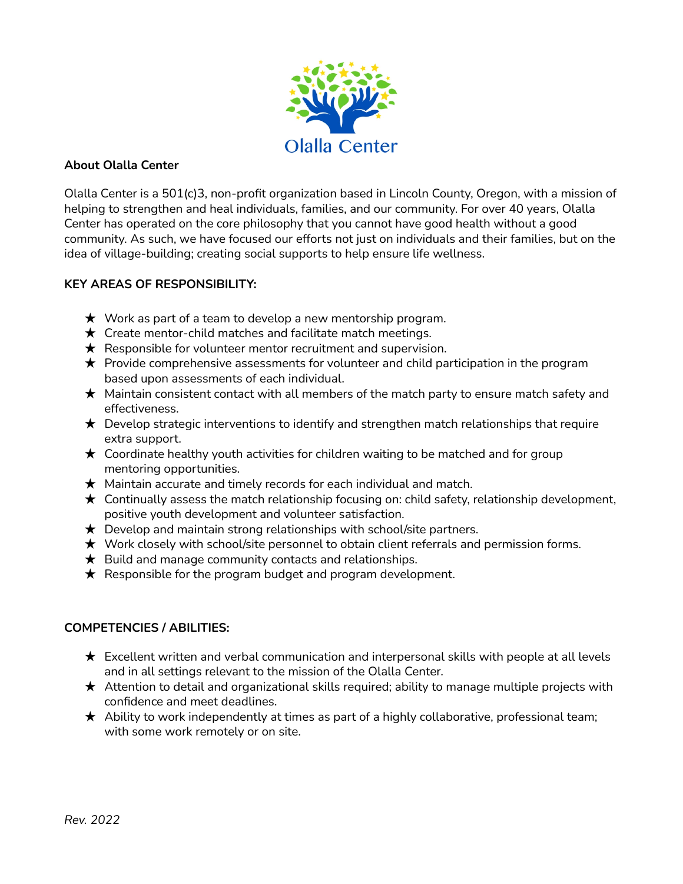Olalla Center

**About Olalla Center**

Olalla Center is a 501(c)3, non-profit organization based in Lincoln County, Oregon, with a mission of helping to strengthen and heal individuals, families, and our community. For over 40 years, Olalla Center has operated on the core philosophy that you cannot have good health without a good community. As such, we have focused our efforts not just on individuals and their families, but on the idea of village-building; creating social supports to help ensure life wellness.

**KEY AREAS OF RESPONSIBILITY:**

- ★ Work as part of a team to develop a new mentorship program.
- ★ Create mentor-child matches and facilitate match meetings.
- ★ Responsible for volunteer mentor recruitment and supervision.
- ★ Provide comprehensive assessments for volunteer and child participation in the program based upon assessments of each individual.
- ★ Maintain consistent contact with all members of the match party to ensure match safety and effectiveness.
- ★ Develop strategic interventions to identify and strengthen match relationships that require extra support.
- ★ Coordinate healthy youth activities for children waiting to be matched and for group mentoring opportunities.
- ★ Maintain accurate and timely records for each individual and match.
- ★ Continually assess the match relationship focusing on: child safety, relationship development, positive youth development and volunteer satisfaction.
- ★ Develop and maintain strong relationships with school/site partners.
- ★ Work closely with school/site personnel to obtain client referrals and permission forms.
- ★ Build and manage community contacts and relationships.
- ★ Responsible for the program budget and program development.

**COMPETENCIES / ABILITIES:**

- ★ Excellent written and verbal communication and interpersonal skills with people at all levels and in all settings relevant to the mission of the Olalla Center.
- ★ Attention to detail and organizational skills required; ability to manage multiple projects with confidence and meet deadlines.
- ★ Ability to work independently at times as part of a highly collaborative, professional team; with some work remotely or on site.

*Rev. 2022*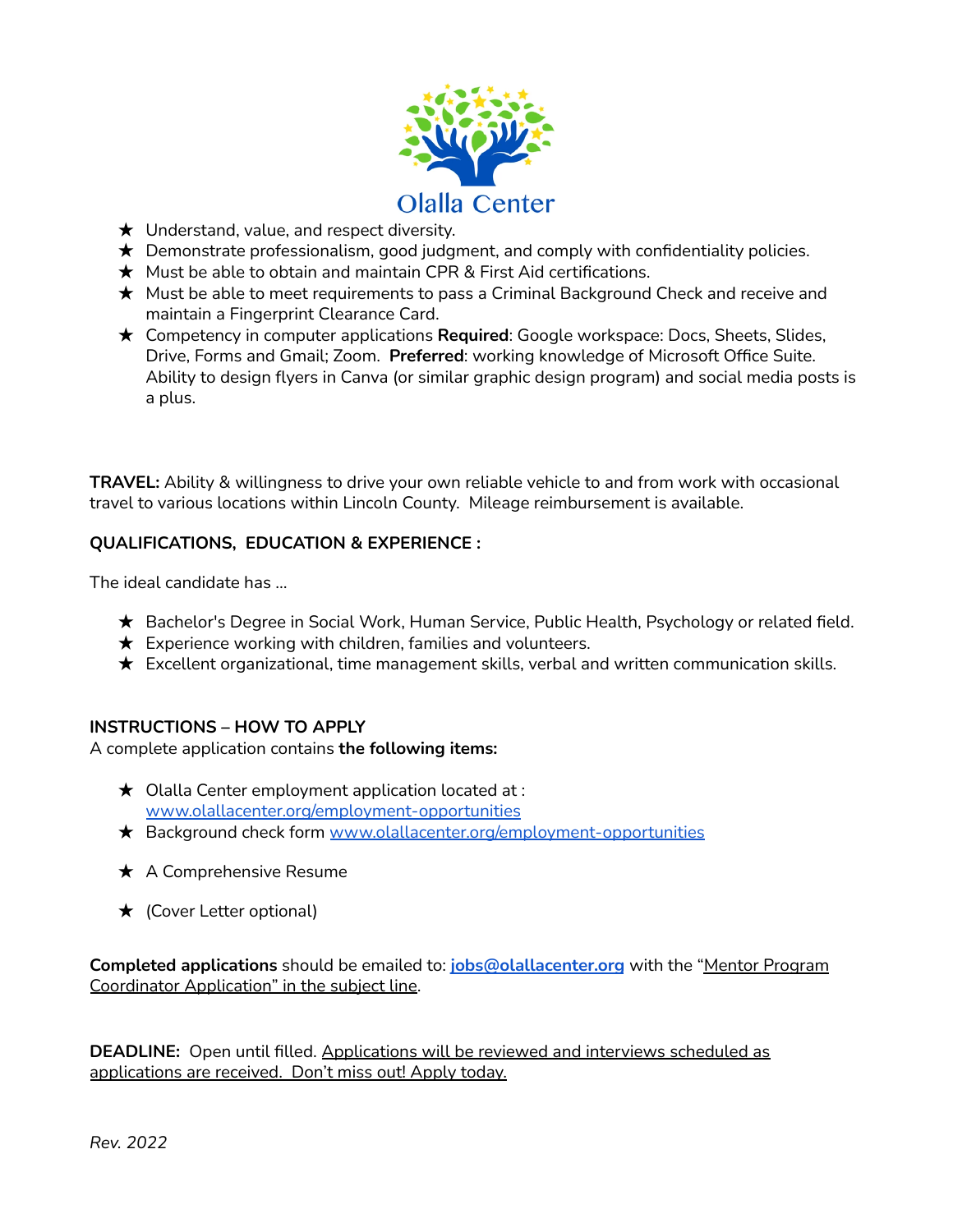Olalla Center

- ★ Understand, value, and respect diversity.
- ★ Demonstrate professionalism, good judgment, and comply with confidentiality policies.
- ★ Must be able to obtain and maintain CPR & First Aid certifications.
- ★ Must be able to meet requirements to pass a Criminal Background Check and receive and maintain a Fingerprint Clearance Card.
- ★ Competency in computer applications **Required**: Google workspace: Docs, Sheets, Slides, Drive, Forms and Gmail; Zoom. **Preferred**: working knowledge of Microsoft Office Suite. Ability to design flyers in Canva (or similar graphic design program) and social media posts is a plus.

**TRAVEL:** Ability & willingness to drive your own reliable vehicle to and from work with occasional travel to various locations within Lincoln County. Mileage reimbursement is available.

**QUALIFICATIONS, EDUCATION & EXPERIENCE :**

The ideal candidate has ...

- ★ Bachelor's Degree in Social Work, Human Service, Public Health, Psychology or related field.
- ★ Experience working with children, families and volunteers.
- ★ Excellent organizational, time management skills, verbal and written communication skills.

**INSTRUCTIONS – HOW TO APPLY**

A complete application contains **the following items:**

- ★ Olalla Center employment application located at : [www.olallacenter.org/employment-opportunities](http://www.olallacenter.org/employment-opportunities)
- ★ Background check form [www.olallacenter.org/employment-opportunities](http://www.olallacenter.org/employment-opportunities)
- ★ A Comprehensive Resume
- ★ (Cover Letter optional)

**Completed applications** should be emailed to: **jobs@olallacenter.org** with the "Mentor Program Coordinator Application" in the subject line.

**DEADLINE:** Open until filled. Applications will be reviewed and interviews scheduled as applications are received. Don't miss out! Apply today.

*Rev. 2022*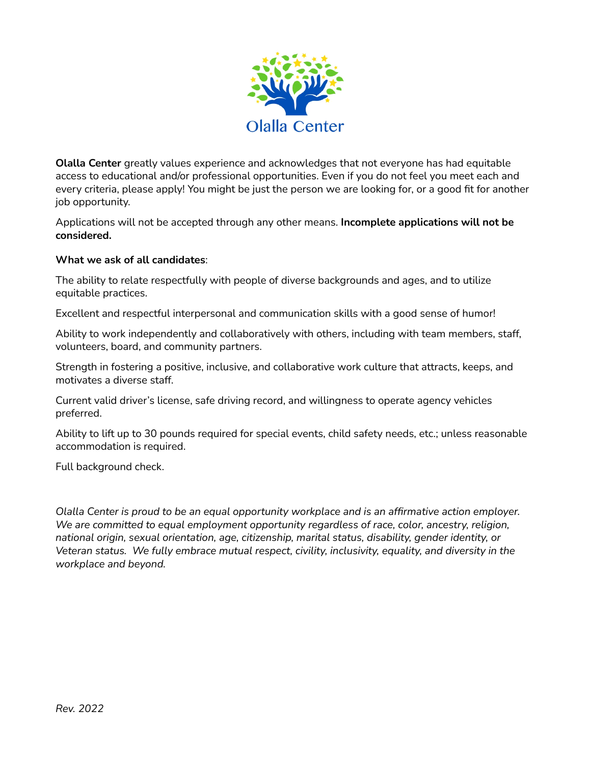Olalla Center

**Olalla Center** greatly values experience and acknowledges that not everyone has had equitable access to educational and/or professional opportunities. Even if you do not feel you meet each and every criteria, please apply! You might be just the person we are looking for, or a good fit for another job opportunity.

Applications will not be accepted through any other means. **Incomplete applications will not be considered.**

**What we ask of all candidates**:

The ability to relate respectfully with people of diverse backgrounds and ages, and to utilize equitable practices.

Excellent and respectful interpersonal and communication skills with a good sense of humor!

Ability to work independently and collaboratively with others, including with team members, staff, volunteers, board, and community partners.

Strength in fostering a positive, inclusive, and collaborative work culture that attracts, keeps, and motivates a diverse staff.

Current valid driver's license, safe driving record, and willingness to operate agency vehicles preferred.

Ability to lift up to 30 pounds required for special events, child safety needs, etc.; unless reasonable accommodation is required.

Full background check.

*Olalla Center is proud to be an equal opportunity workplace and is an affirmative action employer. We are committed to equal employment opportunity regardless of race, color, ancestry, religion, national origin, sexual orientation, age, citizenship, marital status, disability, gender identity, or Veteran status. We fully embrace mutual respect, civility, inclusivity, equality, and diversity in the workplace and beyond.*

*Rev. 2022*